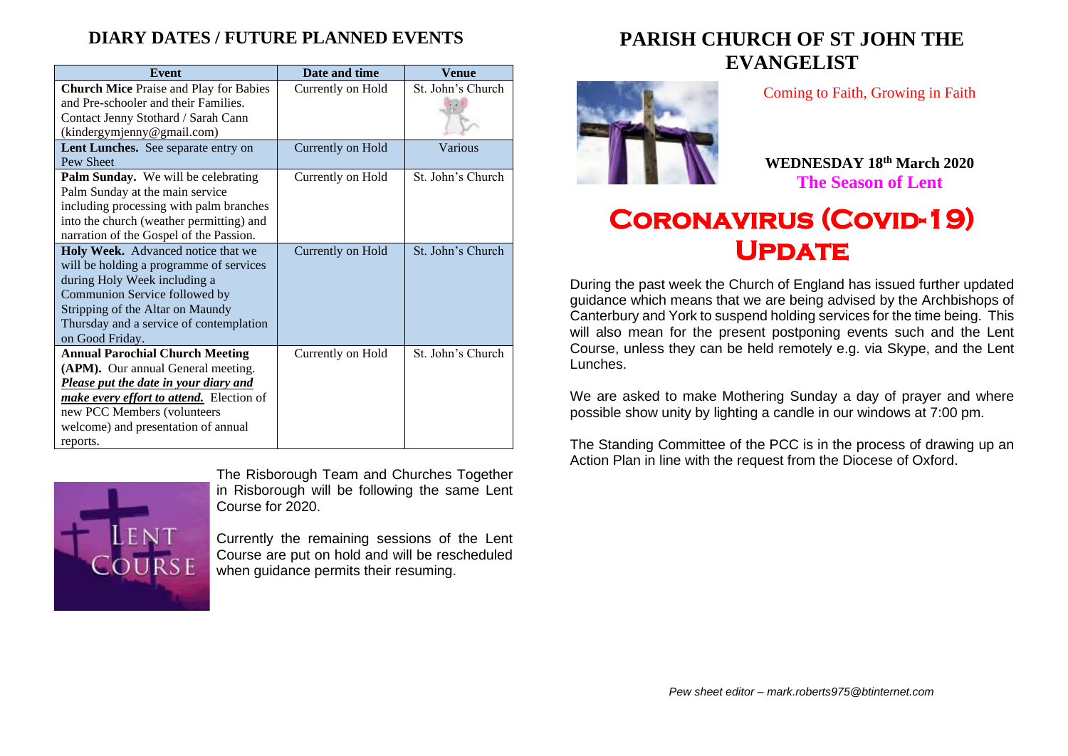## DIARY DATES / FUTURE PLANNED EVENTS

| Event | Date and time | Venue |
|---|---|---|
| **Church Mice** Praise and Play for Babies and Pre-schooler and their Families. Contact Jenny Stothard / Sarah Cann (kindergymjenny@gmail.com) | Currently on Hold | St. John's Church |
| **Lent Lunches.** See separate entry on Pew Sheet | Currently on Hold | Various |
| **Palm Sunday.** We will be celebrating Palm Sunday at the main service including processing with palm branches into the church (weather permitting) and narration of the Gospel of the Passion. | Currently on Hold | St. John's Church |
| **Holy Week.** Advanced notice that we will be holding a programme of services during Holy Week including a Communion Service followed by Stripping of the Altar on Maundy Thursday and a service of contemplation on Good Friday. | Currently on Hold | St. John's Church |
| **Annual Parochial Church Meeting (APM).** Our annual General meeting. ***Please put the date in your diary and make every effort to attend.*** Election of new PCC Members (volunteers welcome) and presentation of annual reports. | Currently on Hold | St. John's Church |

The Risborough Team and Churches Together in Risborough will be following the same Lent Course for 2020.

Currently the remaining sessions of the Lent Course are put on hold and will be rescheduled when guidance permits their resuming.

# PARISH CHURCH OF ST JOHN THE EVANGELIST

Coming to Faith, Growing in Faith

**WEDNESDAY 18th March 2020**

**The Season of Lent**

# Coronavirus (Covid-19) Update

During the past week the Church of England has issued further updated guidance which means that we are being advised by the Archbishops of Canterbury and York to suspend holding services for the time being. This will also mean for the present postponing events such and the Lent Course, unless they can be held remotely e.g. via Skype, and the Lent Lunches.

We are asked to make Mothering Sunday a day of prayer and where possible show unity by lighting a candle in our windows at 7:00 pm.

The Standing Committee of the PCC is in the process of drawing up an Action Plan in line with the request from the Diocese of Oxford.

*Pew sheet editor – mark.roberts975@btinternet.com*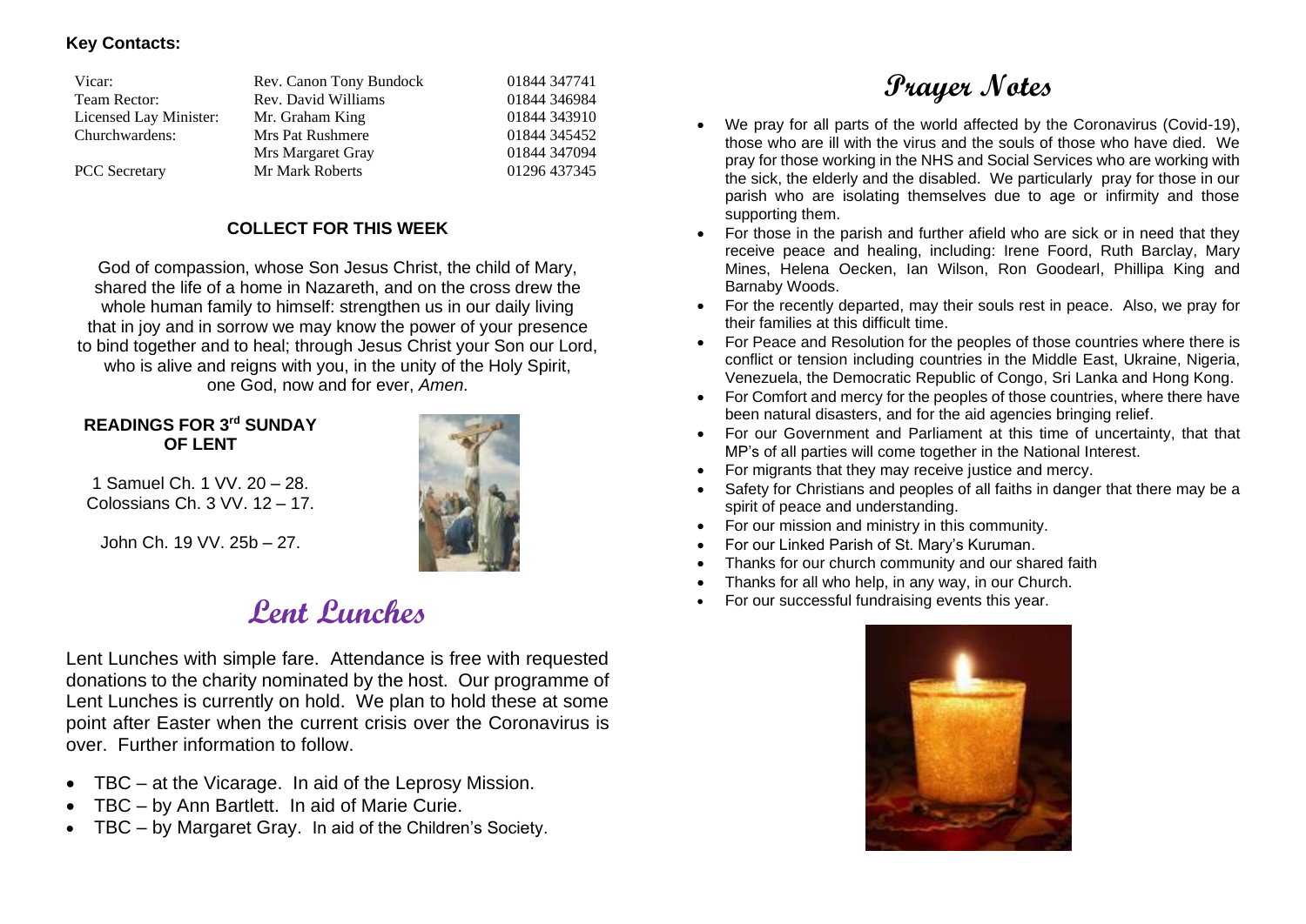**Key Contacts:**

| | | |
|---|---|---|
| Vicar: | Rev. Canon Tony Bundock | 01844 347741 |
| Team Rector: | Rev. David Williams | 01844 346984 |
| Licensed Lay Minister: | Mr. Graham King | 01844 343910 |
| Churchwardens: | Mrs Pat Rushmere | 01844 345452 |
| | Mrs Margaret Gray | 01844 347094 |
| PCC Secretary | Mr Mark Roberts | 01296 437345 |

**COLLECT FOR THIS WEEK**

God of compassion, whose Son Jesus Christ, the child of Mary, shared the life of a home in Nazareth, and on the cross drew the whole human family to himself: strengthen us in our daily living that in joy and in sorrow we may know the power of your presence to bind together and to heal; through Jesus Christ your Son our Lord, who is alive and reigns with you, in the unity of the Holy Spirit, one God, now and for ever, *Amen*.

**READINGS FOR 3rd SUNDAY OF LENT**

1 Samuel Ch. 1 VV. 20 – 28.
Colossians Ch. 3 VV. 12 – 17.

John Ch. 19 VV. 25b – 27.

# Lent Lunches

Lent Lunches with simple fare. Attendance is free with requested donations to the charity nominated by the host. Our programme of Lent Lunches is currently on hold. We plan to hold these at some point after Easter when the current crisis over the Coronavirus is over. Further information to follow.

- TBC – at the Vicarage. In aid of the Leprosy Mission.
- TBC – by Ann Bartlett. In aid of Marie Curie.
- TBC – by Margaret Gray. In aid of the Children's Society.

# Prayer Notes

- We pray for all parts of the world affected by the Coronavirus (Covid-19), those who are ill with the virus and the souls of those who have died. We pray for those working in the NHS and Social Services who are working with the sick, the elderly and the disabled. We particularly pray for those in our parish who are isolating themselves due to age or infirmity and those supporting them.
- For those in the parish and further afield who are sick or in need that they receive peace and healing, including: Irene Foord, Ruth Barclay, Mary Mines, Helena Oecken, Ian Wilson, Ron Goodearl, Phillipa King and Barnaby Woods.
- For the recently departed, may their souls rest in peace. Also, we pray for their families at this difficult time.
- For Peace and Resolution for the peoples of those countries where there is conflict or tension including countries in the Middle East, Ukraine, Nigeria, Venezuela, the Democratic Republic of Congo, Sri Lanka and Hong Kong.
- For Comfort and mercy for the peoples of those countries, where there have been natural disasters, and for the aid agencies bringing relief.
- For our Government and Parliament at this time of uncertainty, that that MP's of all parties will come together in the National Interest.
- For migrants that they may receive justice and mercy.
- Safety for Christians and peoples of all faiths in danger that there may be a spirit of peace and understanding.
- For our mission and ministry in this community.
- For our Linked Parish of St. Mary's Kuruman.
- Thanks for our church community and our shared faith
- Thanks for all who help, in any way, in our Church.
- For our successful fundraising events this year.